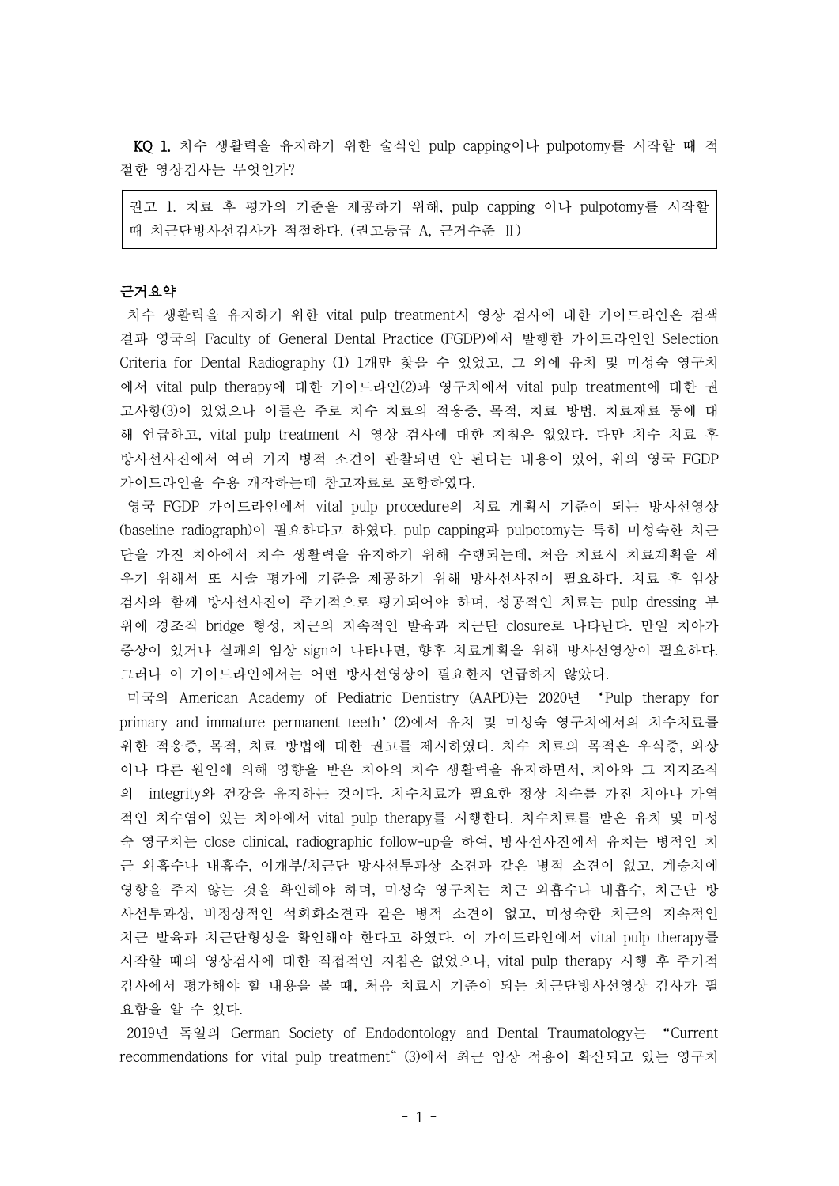**KQ 1.** 치수 생활력을 유지하기 위한 술식인 pulp capping이나 pulpotomy를 시작할 때 적절한 영상검사는 무엇인가?

> 권고 1. 치료 후 평가의 기준을 제공하기 위해, pulp capping 이나 pulpotomy를 시작할 때 치근단방사선검사가 적절하다. (권고등급 A, 근거수준 II)

**근거요약**

치수 생활력을 유지하기 위한 vital pulp treatment시 영상 검사에 대한 가이드라인은 검색 결과 영국의 Faculty of General Dental Practice (FGDP)에서 발행한 가이드라인인 Selection Criteria for Dental Radiography (1) 1개만 찾을 수 있었고, 그 외에 유치 및 미성숙 영구치에서 vital pulp therapy에 대한 가이드라인(2)과 영구치에서 vital pulp treatment에 대한 권고사항(3)이 있었으나 이들은 주로 치수 치료의 적응증, 목적, 치료 방법, 치료재료 등에 대해 언급하고, vital pulp treatment 시 영상 검사에 대한 지침은 없었다. 다만 치수 치료 후 방사선사진에서 여러 가지 병적 소견이 관찰되면 안 된다는 내용이 있어, 위의 영국 FGDP 가이드라인을 수용 개작하는데 참고자료로 포함하였다.

영국 FGDP 가이드라인에서 vital pulp procedure의 치료 계획시 기준이 되는 방사선영상(baseline radiograph)이 필요하다고 하였다. pulp capping과 pulpotomy는 특히 미성숙한 치근단을 가진 치아에서 치수 생활력을 유지하기 위해 수행되는데, 처음 치료시 치료계획을 세우기 위해서 또 시술 평가에 기준을 제공하기 위해 방사선사진이 필요하다. 치료 후 임상검사와 함께 방사선사진이 주기적으로 평가되어야 하며, 성공적인 치료는 pulp dressing 부위에 경조직 bridge 형성, 치근의 지속적인 발육과 치근단 closure로 나타난다. 만일 치아가 증상이 있거나 실패의 임상 sign이 나타나면, 향후 치료계획을 위해 방사선영상이 필요하다. 그러나 이 가이드라인에서는 어떤 방사선영상이 필요한지 언급하지 않았다.

미국의 American Academy of Pediatric Dentistry (AAPD)는 2020년 'Pulp therapy for primary and immature permanent teeth'(2)에서 유치 및 미성숙 영구치에서의 치수치료를 위한 적응증, 목적, 치료 방법에 대한 권고를 제시하였다. 치수 치료의 목적은 우식증, 외상이나 다른 원인에 의해 영향을 받은 치아의 치수 생활력을 유지하면서, 치아와 그 지지조직의 integrity와 건강을 유지하는 것이다. 치수치료가 필요한 정상 치수를 가진 치아나 가역적인 치수염이 있는 치아에서 vital pulp therapy를 시행한다. 치수치료를 받은 유치 및 미성숙 영구치는 close clinical, radiographic follow-up을 하여, 방사선사진에서 유치는 병적인 치근 외흡수나 내흡수, 이개부/치근단 방사선투과상 소견과 같은 병적 소견이 없고, 계승치에 영향을 주지 않는 것을 확인해야 하며, 미성숙 영구치는 치근 외흡수나 내흡수, 치근단 방사선투과상, 비정상적인 석회화소견과 같은 병적 소견이 없고, 미성숙한 치근의 지속적인 치근 발육과 치근단형성을 확인해야 한다고 하였다. 이 가이드라인에서 vital pulp therapy를 시작할 때의 영상검사에 대한 직접적인 지침은 없었으나, vital pulp therapy 시행 후 주기적 검사에서 평가해야 할 내용을 볼 때, 처음 치료시 기준이 되는 치근단방사선영상 검사가 필요함을 알 수 있다.

2019년 독일의 German Society of Endodontology and Dental Traumatology는 "Current recommendations for vital pulp treatment" (3)에서 최근 임상 적용이 확산되고 있는 영구치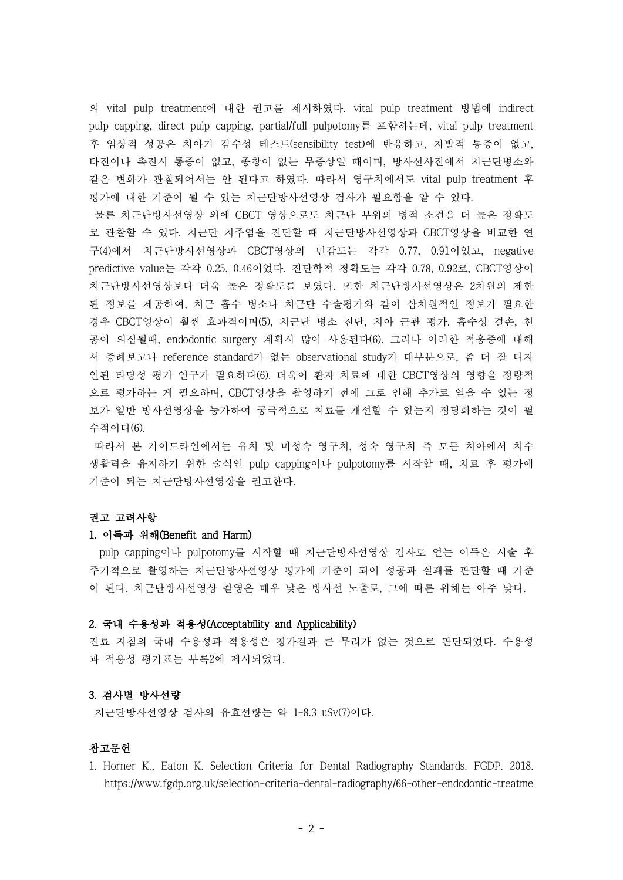의 vital pulp treatment에 대한 권고를 제시하였다. vital pulp treatment 방법에 indirect pulp capping, direct pulp capping, partial/full pulpotomy를 포함하는데, vital pulp treatment 후 임상적 성공은 치아가 감수성 테스트(sensibility test)에 반응하고, 자발적 통증이 없고, 타진이나 촉진시 통증이 없고, 종창이 없는 무증상일 때이며, 방사선사진에서 치근단병소와 같은 변화가 관찰되어서는 안 된다고 하였다. 따라서 영구치에서도 vital pulp treatment 후 평가에 대한 기준이 될 수 있는 치근단방사선영상 검사가 필요함을 알 수 있다.

물론 치근단방사선영상 외에 CBCT 영상으로도 치근단 부위의 병적 소견을 더 높은 정확도로 관찰할 수 있다. 치근단 치주염을 진단할 때 치근단방사선영상과 CBCT영상을 비교한 연구(4)에서 치근단방사선영상과 CBCT영상의 민감도는 각각 0.77, 0.91이었고, negative predictive value는 각각 0.25, 0.46이었다. 진단학적 정확도는 각각 0.78, 0.92로, CBCT영상이 치근단방사선영상보다 더욱 높은 정확도를 보였다. 또한 치근단방사선영상은 2차원의 제한된 정보를 제공하여, 치근 흡수 병소나 치근단 수술평가와 같이 삼차원적인 정보가 필요한 경우 CBCT영상이 훨씬 효과적이며(5), 치근단 병소 진단, 치아 근관 평가. 흡수성 결손, 천공이 의심될때, endodontic surgery 계획시 많이 사용된다(6). 그러나 이러한 적응증에 대해서 증례보고나 reference standard가 없는 observational study가 대부분으로, 좀 더 잘 디자인된 타당성 평가 연구가 필요하다(6). 더욱이 환자 치료에 대한 CBCT영상의 영향을 정량적으로 평가하는 게 필요하며, CBCT영상을 촬영하기 전에 그로 인해 추가로 얻을 수 있는 정보가 일반 방사선영상을 능가하여 궁극적으로 치료를 개선할 수 있는지 정당화하는 것이 필수적이다(6).

따라서 본 가이드라인에서는 유치 및 미성숙 영구치, 성숙 영구치 즉 모든 치아에서 치수 생활력을 유지하기 위한 술식인 pulp capping이나 pulpotomy를 시작할 때, 치료 후 평가에 기준이 되는 치근단방사선영상을 권고한다.

**권고 고려사항**

**1. 이득과 위해(Benefit and Harm)**

pulp capping이나 pulpotomy를 시작할 때 치근단방사선영상 검사로 얻는 이득은 시술 후 주기적으로 촬영하는 치근단방사선영상 평가에 기준이 되어 성공과 실패를 판단할 때 기준이 된다. 치근단방사선영상 촬영은 매우 낮은 방사선 노출로, 그에 따른 위해는 아주 낮다.

**2. 국내 수용성과 적용성(Acceptability and Applicability)**

진료 지침의 국내 수용성과 적용성은 평가결과 큰 무리가 없는 것으로 판단되었다. 수용성과 적용성 평가표는 부록2에 제시되었다.

**3. 검사별 방사선량**

치근단방사선영상 검사의 유효선량는 약 1-8.3 uSv(7)이다.

**참고문헌**

1. Horner K., Eaton K. Selection Criteria for Dental Radiography Standards. FGDP. 2018. https://www.fgdp.org.uk/selection-criteria-dental-radiography/66-other-endodontic-treatme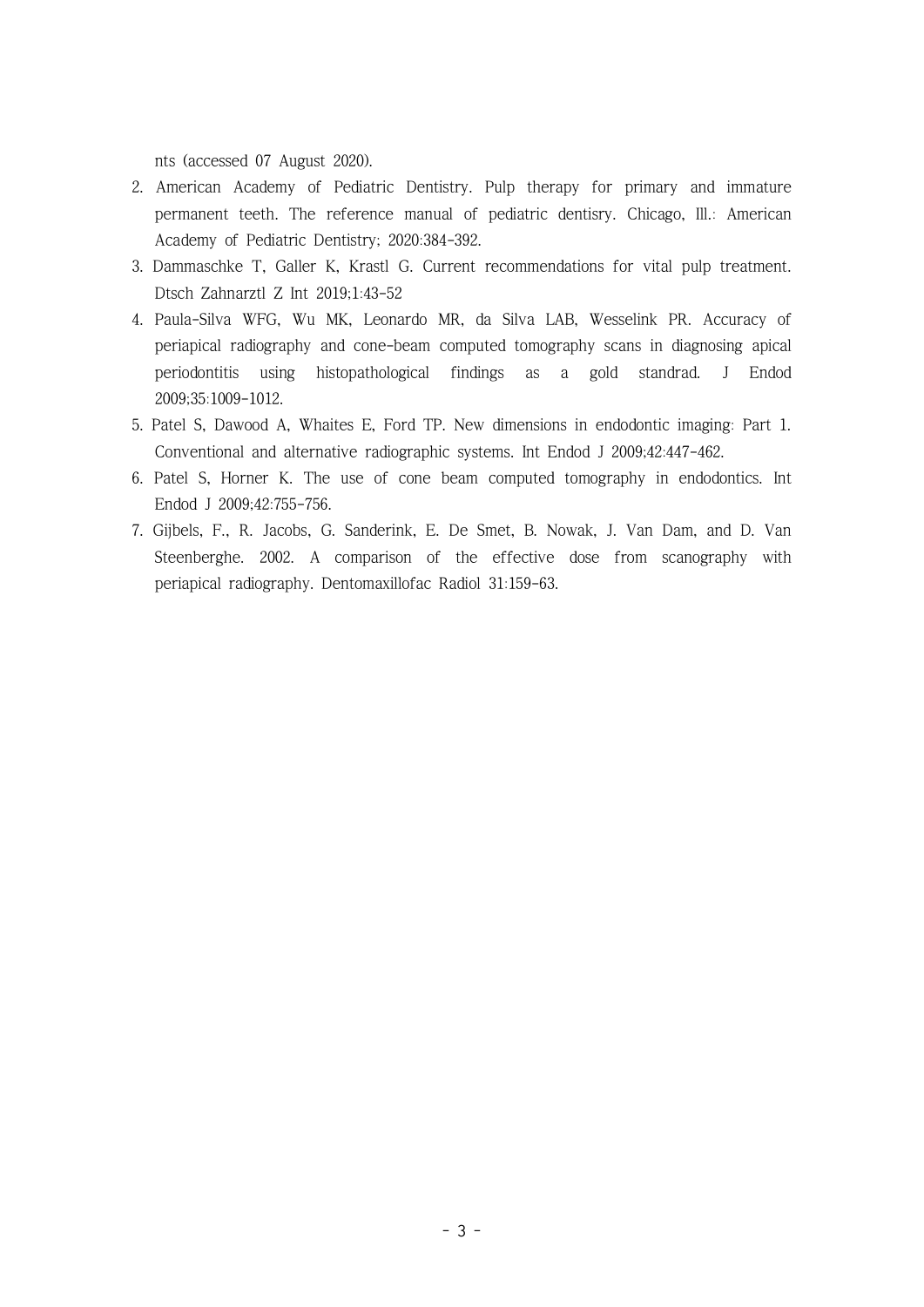nts (accessed 07 August 2020).

2. American Academy of Pediatric Dentistry. Pulp therapy for primary and immature permanent teeth. The reference manual of pediatric dentisry. Chicago, Ill.: American Academy of Pediatric Dentistry; 2020:384-392.
3. Dammaschke T, Galler K, Krastl G. Current recommendations for vital pulp treatment. Dtsch Zahnarztl Z Int 2019;1:43-52
4. Paula-Silva WFG, Wu MK, Leonardo MR, da Silva LAB, Wesselink PR. Accuracy of periapical radiography and cone-beam computed tomography scans in diagnosing apical periodontitis using histopathological findings as a gold standrad. J Endod 2009;35:1009-1012.
5. Patel S, Dawood A, Whaites E, Ford TP. New dimensions in endodontic imaging: Part 1. Conventional and alternative radiographic systems. Int Endod J 2009;42:447-462.
6. Patel S, Horner K. The use of cone beam computed tomography in endodontics. Int Endod J 2009;42:755-756.
7. Gijbels, F., R. Jacobs, G. Sanderink, E. De Smet, B. Nowak, J. Van Dam, and D. Van Steenberghe. 2002. A comparison of the effective dose from scanography with periapical radiography. Dentomaxillofac Radiol 31:159-63.